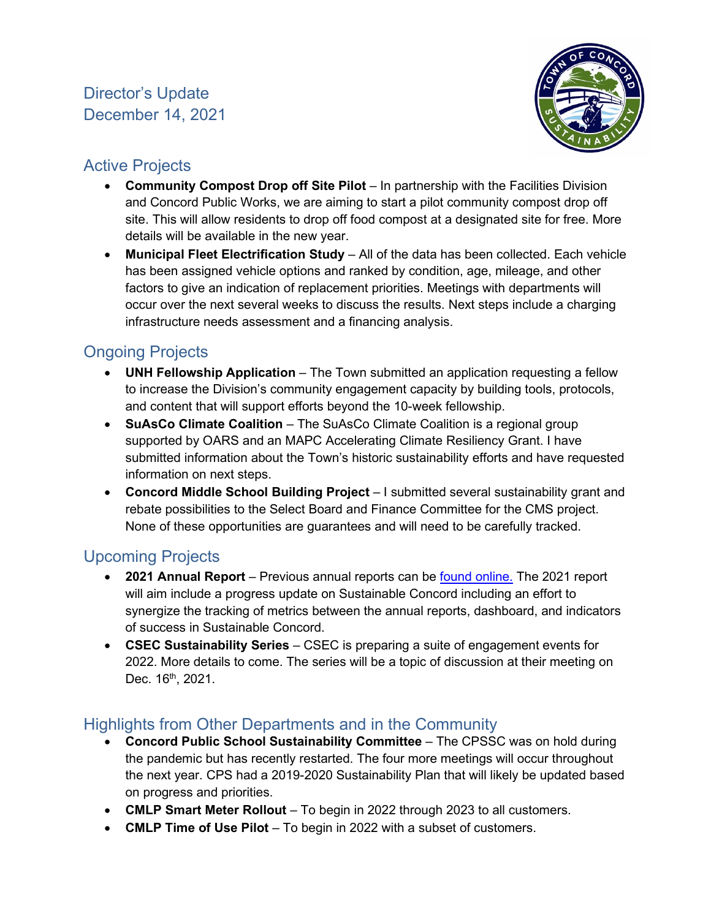# Director's Update
December 14, 2021

## Active Projects

- **Community Compost Drop off Site Pilot** – In partnership with the Facilities Division and Concord Public Works, we are aiming to start a pilot community compost drop off site. This will allow residents to drop off food compost at a designated site for free. More details will be available in the new year.
- **Municipal Fleet Electrification Study** – All of the data has been collected. Each vehicle has been assigned vehicle options and ranked by condition, age, mileage, and other factors to give an indication of replacement priorities. Meetings with departments will occur over the next several weeks to discuss the results. Next steps include a charging infrastructure needs assessment and a financing analysis.

## Ongoing Projects

- **UNH Fellowship Application** – The Town submitted an application requesting a fellow to increase the Division's community engagement capacity by building tools, protocols, and content that will support efforts beyond the 10-week fellowship.
- **SuAsCo Climate Coalition** – The SuAsCo Climate Coalition is a regional group supported by OARS and an MAPC Accelerating Climate Resiliency Grant. I have submitted information about the Town's historic sustainability efforts and have requested information on next steps.
- **Concord Middle School Building Project** – I submitted several sustainability grant and rebate possibilities to the Select Board and Finance Committee for the CMS project. None of these opportunities are guarantees and will need to be carefully tracked.

## Upcoming Projects

- **2021 Annual Report** – Previous annual reports can be found online. The 2021 report will aim include a progress update on Sustainable Concord including an effort to synergize the tracking of metrics between the annual reports, dashboard, and indicators of success in Sustainable Concord.
- **CSEC Sustainability Series** – CSEC is preparing a suite of engagement events for 2022. More details to come. The series will be a topic of discussion at their meeting on Dec. 16th, 2021.

## Highlights from Other Departments and in the Community

- **Concord Public School Sustainability Committee** – The CPSSC was on hold during the pandemic but has recently restarted. The four more meetings will occur throughout the next year. CPS had a 2019-2020 Sustainability Plan that will likely be updated based on progress and priorities.
- **CMLP Smart Meter Rollout** – To begin in 2022 through 2023 to all customers.
- **CMLP Time of Use Pilot** – To begin in 2022 with a subset of customers.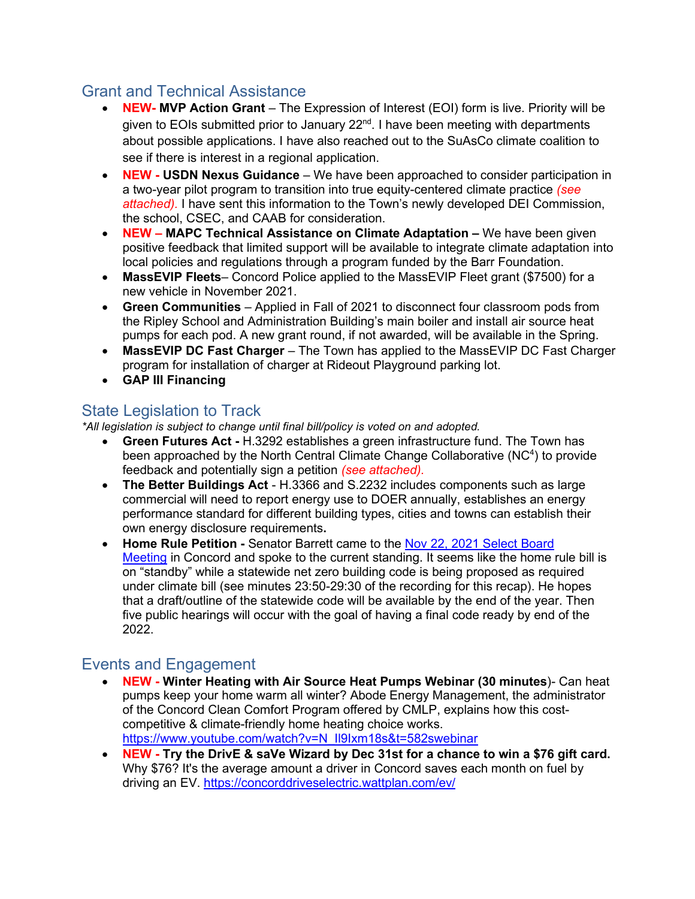## Grant and Technical Assistance

- **NEW- MVP Action Grant** – The Expression of Interest (EOI) form is live. Priority will be given to EOIs submitted prior to January 22nd. I have been meeting with departments about possible applications. I have also reached out to the SuAsCo climate coalition to see if there is interest in a regional application.
- **NEW - USDN Nexus Guidance** – We have been approached to consider participation in a two-year pilot program to transition into true equity-centered climate practice *(see attached)*. I have sent this information to the Town's newly developed DEI Commission, the school, CSEC, and CAAB for consideration.
- **NEW – MAPC Technical Assistance on Climate Adaptation –** We have been given positive feedback that limited support will be available to integrate climate adaptation into local policies and regulations through a program funded by the Barr Foundation.
- **MassEVIP Fleets**– Concord Police applied to the MassEVIP Fleet grant ($7500) for a new vehicle in November 2021.
- **Green Communities** – Applied in Fall of 2021 to disconnect four classroom pods from the Ripley School and Administration Building's main boiler and install air source heat pumps for each pod. A new grant round, if not awarded, will be available in the Spring.
- **MassEVIP DC Fast Charger** – The Town has applied to the MassEVIP DC Fast Charger program for installation of charger at Rideout Playground parking lot.
- **GAP III Financing**

## State Legislation to Track

*\*All legislation is subject to change until final bill/policy is voted on and adopted.*

- **Green Futures Act -** H.3292 establishes a green infrastructure fund. The Town has been approached by the North Central Climate Change Collaborative (NC[4]) to provide feedback and potentially sign a petition *(see attached)*.
- **The Better Buildings Act** - H.3366 and S.2232 includes components such as large commercial will need to report energy use to DOER annually, establishes an energy performance standard for different building types, cities and towns can establish their own energy disclosure requirements**.**
- **Home Rule Petition -** Senator Barrett came to the Nov 22, 2021 Select Board Meeting in Concord and spoke to the current standing. It seems like the home rule bill is on "standby" while a statewide net zero building code is being proposed as required under climate bill (see minutes 23:50-29:30 of the recording for this recap). He hopes that a draft/outline of the statewide code will be available by the end of the year. Then five public hearings will occur with the goal of having a final code ready by end of the 2022.

## Events and Engagement

- **NEW - Winter Heating with Air Source Heat Pumps Webinar (30 minutes**)- Can heat pumps keep your home warm all winter? Abode Energy Management, the administrator of the Concord Clean Comfort Program offered by CMLP, explains how this cost-competitive & climate-friendly home heating choice works. https://www.youtube.com/watch?v=N_Il9Ixm18s&t=582swebinar
- **NEW - Try the DrivE & saVe Wizard by Dec 31st for a chance to win a $76 gift card.** Why $76? It's the average amount a driver in Concord saves each month on fuel by driving an EV. https://concorddriveselectric.wattplan.com/ev/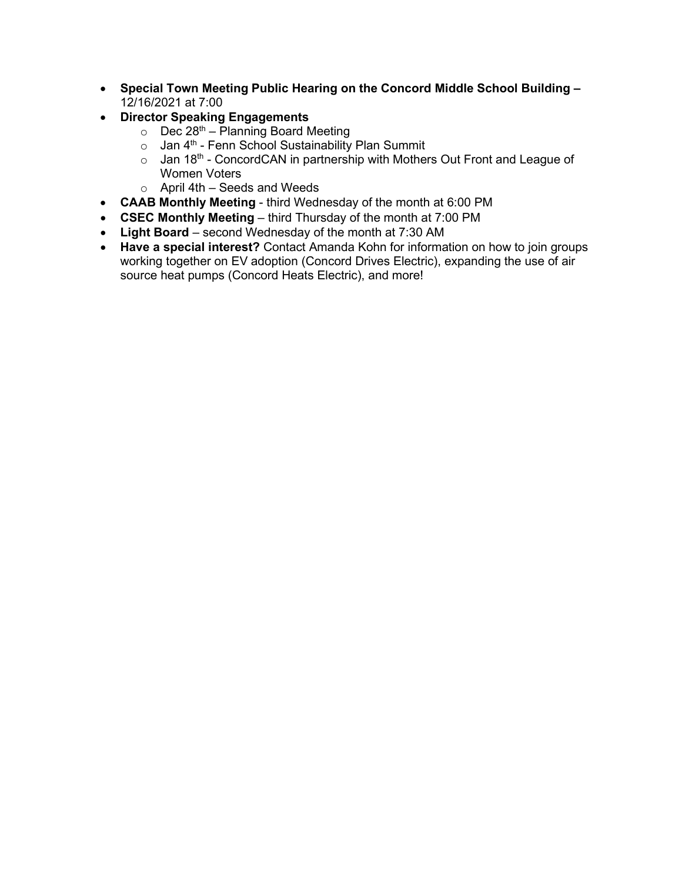- **Special Town Meeting Public Hearing on the Concord Middle School Building –** 12/16/2021 at 7:00
- **Director Speaking Engagements**
  - Dec 28th – Planning Board Meeting
  - Jan 4th - Fenn School Sustainability Plan Summit
  - Jan 18th - ConcordCAN in partnership with Mothers Out Front and League of Women Voters
  - April 4th – Seeds and Weeds
- **CAAB Monthly Meeting** - third Wednesday of the month at 6:00 PM
- **CSEC Monthly Meeting** – third Thursday of the month at 7:00 PM
- **Light Board** – second Wednesday of the month at 7:30 AM
- **Have a special interest?** Contact Amanda Kohn for information on how to join groups working together on EV adoption (Concord Drives Electric), expanding the use of air source heat pumps (Concord Heats Electric), and more!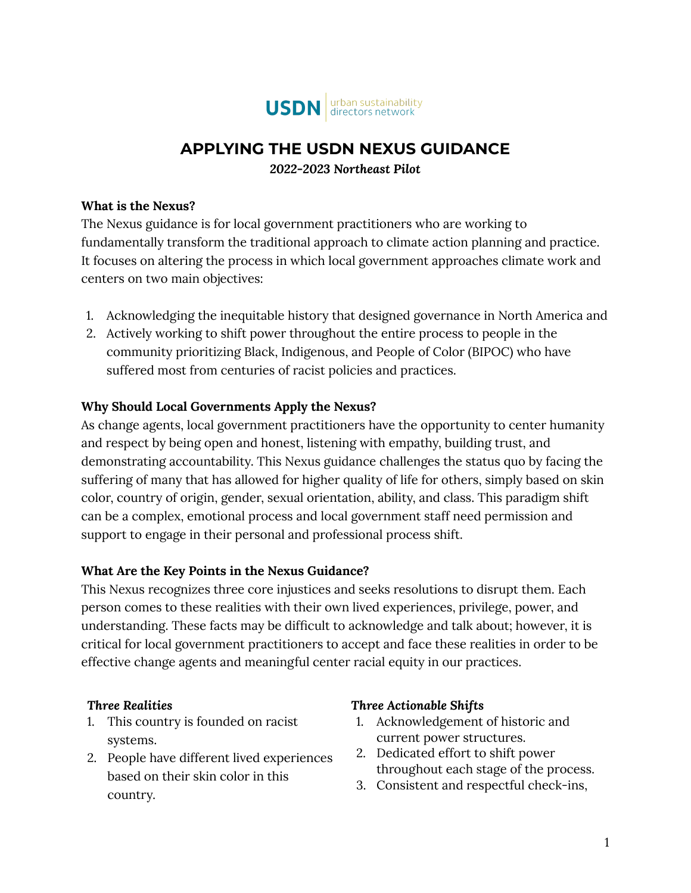USDN | urban sustainability directors network

# APPLYING THE USDN NEXUS GUIDANCE

*2022-2023 Northeast Pilot*

**What is the Nexus?**

The Nexus guidance is for local government practitioners who are working to fundamentally transform the traditional approach to climate action planning and practice. It focuses on altering the process in which local government approaches climate work and centers on two main objectives:

1. Acknowledging the inequitable history that designed governance in North America and
2. Actively working to shift power throughout the entire process to people in the community prioritizing Black, Indigenous, and People of Color (BIPOC) who have suffered most from centuries of racist policies and practices.

**Why Should Local Governments Apply the Nexus?**

As change agents, local government practitioners have the opportunity to center humanity and respect by being open and honest, listening with empathy, building trust, and demonstrating accountability. This Nexus guidance challenges the status quo by facing the suffering of many that has allowed for higher quality of life for others, simply based on skin color, country of origin, gender, sexual orientation, ability, and class. This paradigm shift can be a complex, emotional process and local government staff need permission and support to engage in their personal and professional process shift.

**What Are the Key Points in the Nexus Guidance?**

This Nexus recognizes three core injustices and seeks resolutions to disrupt them. Each person comes to these realities with their own lived experiences, privilege, power, and understanding. These facts may be difficult to acknowledge and talk about; however, it is critical for local government practitioners to accept and face these realities in order to be effective change agents and meaningful center racial equity in our practices.

***Three Realities***

1. This country is founded on racist systems.
2. People have different lived experiences based on their skin color in this country.

***Three Actionable Shifts***

1. Acknowledgement of historic and current power structures.
2. Dedicated effort to shift power throughout each stage of the process.
3. Consistent and respectful check-ins,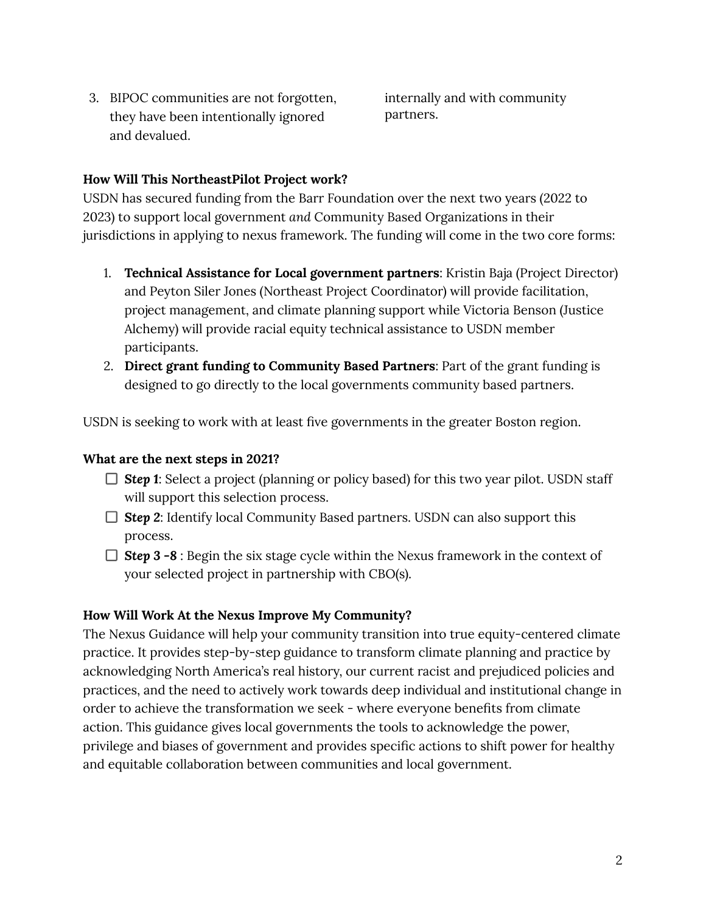3. BIPOC communities are not forgotten, they have been intentionally ignored and devalued.

internally and with community partners.

**How Will This NortheastPilot Project work?**

USDN has secured funding from the Barr Foundation over the next two years (2022 to 2023) to support local government *and* Community Based Organizations in their jurisdictions in applying to nexus framework. The funding will come in the two core forms:

1. **Technical Assistance for Local government partners**: Kristin Baja (Project Director) and Peyton Siler Jones (Northeast Project Coordinator) will provide facilitation, project management, and climate planning support while Victoria Benson (Justice Alchemy) will provide racial equity technical assistance to USDN member participants.
2. **Direct grant funding to Community Based Partners**: Part of the grant funding is designed to go directly to the local governments community based partners.

USDN is seeking to work with at least five governments in the greater Boston region.

**What are the next steps in 2021?**

- [ ] ***Step 1***: Select a project (planning or policy based) for this two year pilot. USDN staff will support this selection process.
- [ ] ***Step 2***: Identify local Community Based partners. USDN can also support this process.
- [ ] ***Step 3 -8*** : Begin the six stage cycle within the Nexus framework in the context of your selected project in partnership with CBO(s).

**How Will Work At the Nexus Improve My Community?**

The Nexus Guidance will help your community transition into true equity-centered climate practice. It provides step-by-step guidance to transform climate planning and practice by acknowledging North America's real history, our current racist and prejudiced policies and practices, and the need to actively work towards deep individual and institutional change in order to achieve the transformation we seek - where everyone benefits from climate action. This guidance gives local governments the tools to acknowledge the power, privilege and biases of government and provides specific actions to shift power for healthy and equitable collaboration between communities and local government.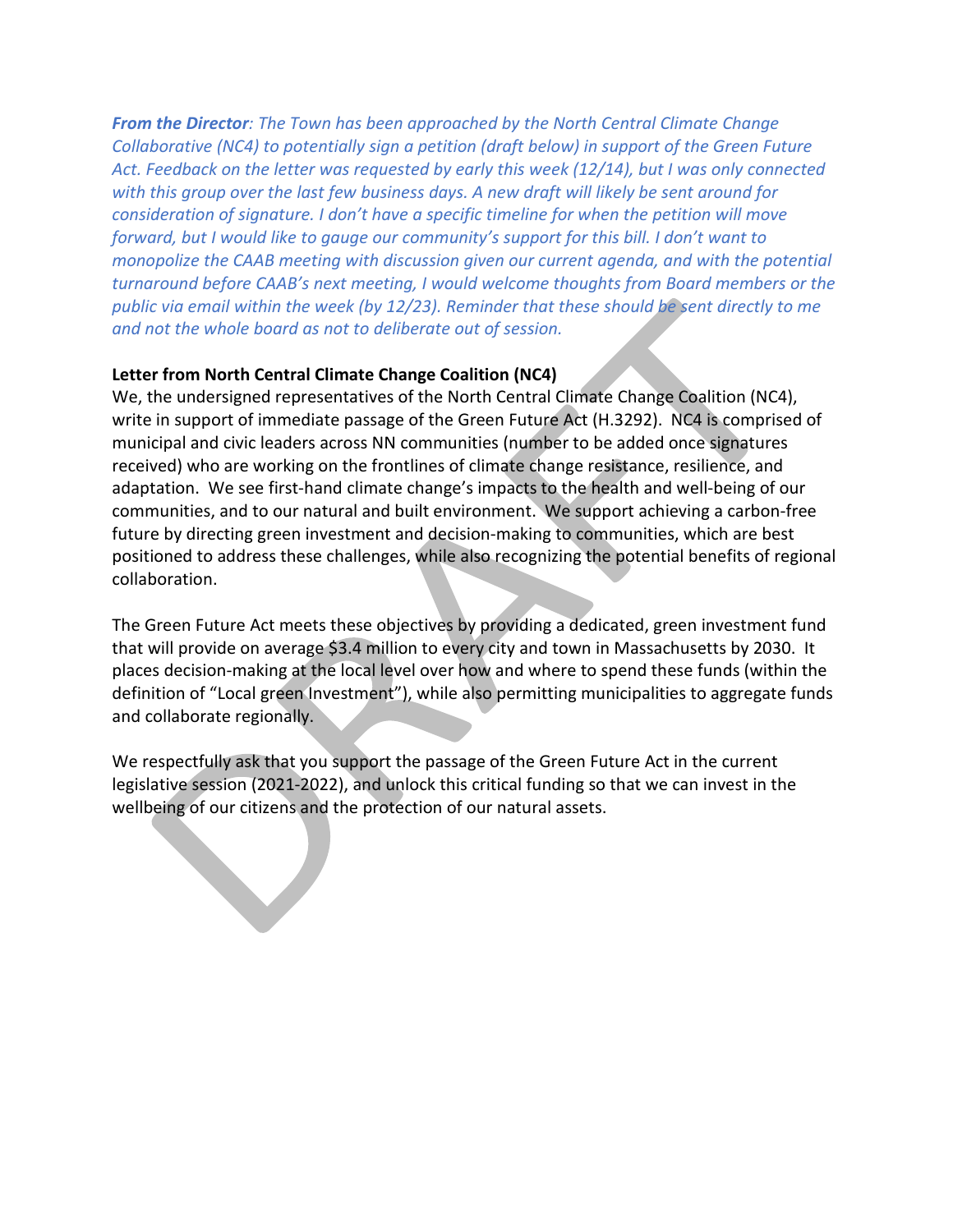***From the Director**: The Town has been approached by the North Central Climate Change Collaborative (NC4) to potentially sign a petition (draft below) in support of the Green Future Act. Feedback on the letter was requested by early this week (12/14), but I was only connected with this group over the last few business days. A new draft will likely be sent around for consideration of signature. I don't have a specific timeline for when the petition will move forward, but I would like to gauge our community's support for this bill. I don't want to monopolize the CAAB meeting with discussion given our current agenda, and with the potential turnaround before CAAB's next meeting, I would welcome thoughts from Board members or the public via email within the week (by 12/23). Reminder that these should be sent directly to me and not the whole board as not to deliberate out of session.*

**Letter from North Central Climate Change Coalition (NC4)**

We, the undersigned representatives of the North Central Climate Change Coalition (NC4), write in support of immediate passage of the Green Future Act (H.3292). NC4 is comprised of municipal and civic leaders across NN communities (number to be added once signatures received) who are working on the frontlines of climate change resistance, resilience, and adaptation. We see first-hand climate change's impacts to the health and well-being of our communities, and to our natural and built environment. We support achieving a carbon-free future by directing green investment and decision-making to communities, which are best positioned to address these challenges, while also recognizing the potential benefits of regional collaboration.

The Green Future Act meets these objectives by providing a dedicated, green investment fund that will provide on average $3.4 million to every city and town in Massachusetts by 2030. It places decision-making at the local level over how and where to spend these funds (within the definition of "Local green Investment"), while also permitting municipalities to aggregate funds and collaborate regionally.

We respectfully ask that you support the passage of the Green Future Act in the current legislative session (2021-2022), and unlock this critical funding so that we can invest in the wellbeing of our citizens and the protection of our natural assets.

DRAFT